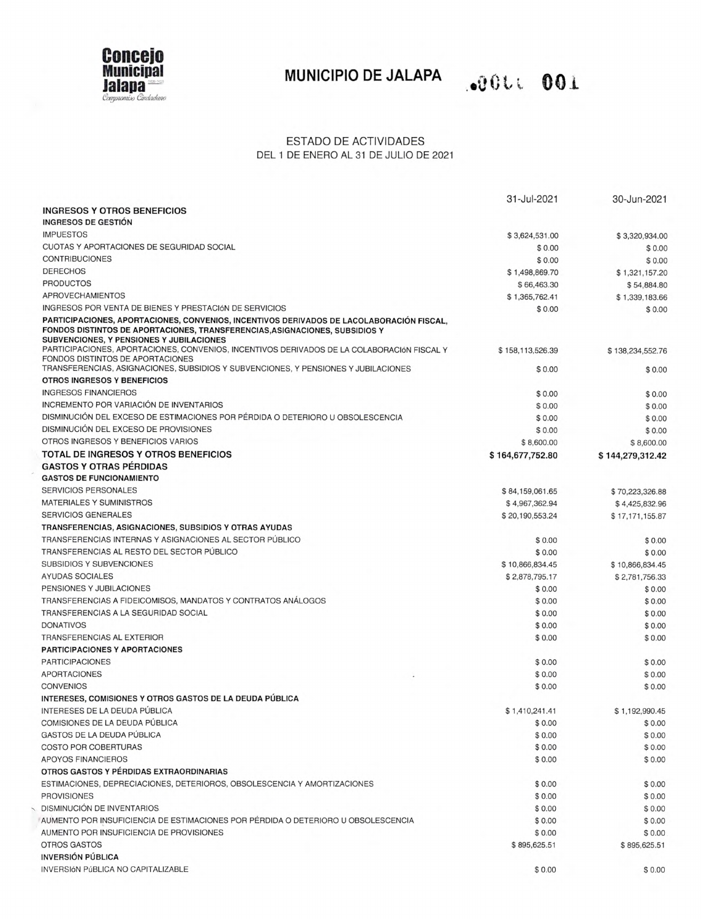**Concejo Municipal Jalapa**
*Compromiso Ciudadano*

# MUNICIPIO DE JALAPA

.00ll 001

## ESTADO DE ACTIVIDADES
DEL 1 DE ENERO AL 31 DE JULIO DE 2021

| | 31-Jul-2021 | 30-Jun-2021 |
|---|---|---|
| **INGRESOS Y OTROS BENEFICIOS** | | |
| **INGRESOS DE GESTIÓN** | | |
| IMPUESTOS | $ 3,624,531.00 | $ 3,320,934.00 |
| CUOTAS Y APORTACIONES DE SEGURIDAD SOCIAL | $ 0.00 | $ 0.00 |
| CONTRIBUCIONES | $ 0.00 | $ 0.00 |
| DERECHOS | $ 1,498,869.70 | $ 1,321,157.20 |
| PRODUCTOS | $ 66,463.30 | $ 54,884.80 |
| APROVECHAMIENTOS | $ 1,365,762.41 | $ 1,339,183.66 |
| INGRESOS POR VENTA DE BIENES Y PRESTACIóN DE SERVICIOS | $ 0.00 | $ 0.00 |
| **PARTICIPACIONES, APORTACIONES, CONVENIOS, INCENTIVOS DERIVADOS DE LACOLABORACIÓN FISCAL, FONDOS DISTINTOS DE APORTACIONES, TRANSFERENCIAS,ASIGNACIONES, SUBSIDIOS Y SUBVENCIONES, Y PENSIONES Y JUBILACIONES** | | |
| PARTICIPACIONES, APORTACIONES, CONVENIOS, INCENTIVOS DERIVADOS DE LA COLABORACIóN FISCAL Y FONDOS DISTINTOS DE APORTACIONES | $ 158,113,526.39 | $ 138,234,552.76 |
| TRANSFERENCIAS, ASIGNACIONES, SUBSIDIOS Y SUBVENCIONES, Y PENSIONES Y JUBILACIONES | $ 0.00 | $ 0.00 |
| **OTROS INGRESOS Y BENEFICIOS** | | |
| INGRESOS FINANCIEROS | $ 0.00 | $ 0.00 |
| INCREMENTO POR VARIACIÓN DE INVENTARIOS | $ 0.00 | $ 0.00 |
| DISMINUCIÓN DEL EXCESO DE ESTIMACIONES POR PÉRDIDA O DETERIORO U OBSOLESCENCIA | $ 0.00 | $ 0.00 |
| DISMINUCIÓN DEL EXCESO DE PROVISIONES | $ 0.00 | $ 0.00 |
| OTROS INGRESOS Y BENEFICIOS VARIOS | $ 8,600.00 | $ 8,600.00 |
| **TOTAL DE INGRESOS Y OTROS BENEFICIOS** | **$ 164,677,752.80** | **$ 144,279,312.42** |
| **GASTOS Y OTRAS PÉRDIDAS** | | |
| **GASTOS DE FUNCIONAMIENTO** | | |
| SERVICIOS PERSONALES | $ 84,159,061.65 | $ 70,223,326.88 |
| MATERIALES Y SUMINISTROS | $ 4,967,362.94 | $ 4,425,832.96 |
| SERVICIOS GENERALES | $ 20,190,553.24 | $ 17,171,155.87 |
| **TRANSFERENCIAS, ASIGNACIONES, SUBSIDIOS Y OTRAS AYUDAS** | | |
| TRANSFERENCIAS INTERNAS Y ASIGNACIONES AL SECTOR PÚBLICO | $ 0.00 | $ 0.00 |
| TRANSFERENCIAS AL RESTO DEL SECTOR PÚBLICO | $ 0.00 | $ 0.00 |
| SUBSIDIOS Y SUBVENCIONES | $ 10,866,834.45 | $ 10,866,834.45 |
| AYUDAS SOCIALES | $ 2,878,795.17 | $ 2,781,756.33 |
| PENSIONES Y JUBILACIONES | $ 0.00 | $ 0.00 |
| TRANSFERENCIAS A FIDEICOMISOS, MANDATOS Y CONTRATOS ANÁLOGOS | $ 0.00 | $ 0.00 |
| TRANSFERENCIAS A LA SEGURIDAD SOCIAL | $ 0.00 | $ 0.00 |
| DONATIVOS | $ 0.00 | $ 0.00 |
| TRANSFERENCIAS AL EXTERIOR | $ 0.00 | $ 0.00 |
| **PARTICIPACIONES Y APORTACIONES** | | |
| PARTICIPACIONES | $ 0.00 | $ 0.00 |
| APORTACIONES | $ 0.00 | $ 0.00 |
| CONVENIOS | $ 0.00 | $ 0.00 |
| **INTERESES, COMISIONES Y OTROS GASTOS DE LA DEUDA PÚBLICA** | | |
| INTERESES DE LA DEUDA PÚBLICA | $ 1,410,241.41 | $ 1,192,990.45 |
| COMISIONES DE LA DEUDA PÚBLICA | $ 0.00 | $ 0.00 |
| GASTOS DE LA DEUDA PÚBLICA | $ 0.00 | $ 0.00 |
| COSTO POR COBERTURAS | $ 0.00 | $ 0.00 |
| APOYOS FINANCIEROS | $ 0.00 | $ 0.00 |
| **OTROS GASTOS Y PÉRDIDAS EXTRAORDINARIAS** | | |
| ESTIMACIONES, DEPRECIACIONES, DETERIOROS, OBSOLESCENCIA Y AMORTIZACIONES | $ 0.00 | $ 0.00 |
| PROVISIONES | $ 0.00 | $ 0.00 |
| DISMINUCIÓN DE INVENTARIOS | $ 0.00 | $ 0.00 |
| AUMENTO POR INSUFICIENCIA DE ESTIMACIONES POR PÉRDIDA O DETERIORO U OBSOLESCENCIA | $ 0.00 | $ 0.00 |
| AUMENTO POR INSUFICIENCIA DE PROVISIONES | $ 0.00 | $ 0.00 |
| OTROS GASTOS | $ 895,625.51 | $ 895,625.51 |
| **INVERSIÓN PÚBLICA** | | |
| INVERSIóN PúBLICA NO CAPITALIZABLE | $ 0.00 | $ 0.00 |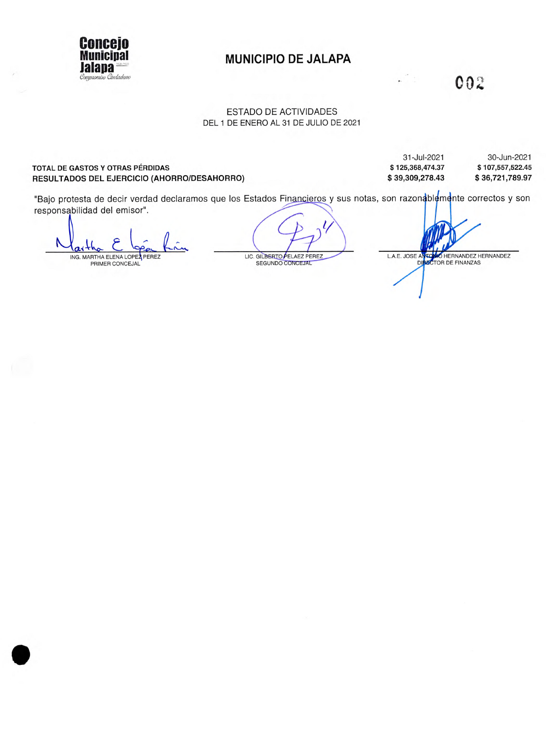**Concejo Municipal Jalapa**
*Compromiso Ciudadano*

# MUNICIPIO DE JALAPA

002

ESTADO DE ACTIVIDADES
DEL 1 DE ENERO AL 31 DE JULIO DE 2021

| | 31-Jul-2021 | 30-Jun-2021 |
|---|---|---|
| **TOTAL DE GASTOS Y OTRAS PÉRDIDAS** | **$ 125,368,474.37** | **$ 107,557,522.45** |
| **RESULTADOS DEL EJERCICIO (AHORRO/DESAHORRO)** | **$ 39,309,278.43** | **$ 36,721,789.97** |

"Bajo protesta de decir verdad declaramos que los Estados Financieros y sus notas, son razonablemente correctos y son responsabilidad del emisor".

ING. MARTHA ELENA LOPEZ PEREZ
PRIMER CONCEJAL

LIC. GILBERTO PELAEZ PEREZ
SEGUNDO CONCEJAL

L.A.E. JOSE ANTONIO HERNANDEZ HERNANDEZ
DIRECTOR DE FINANZAS